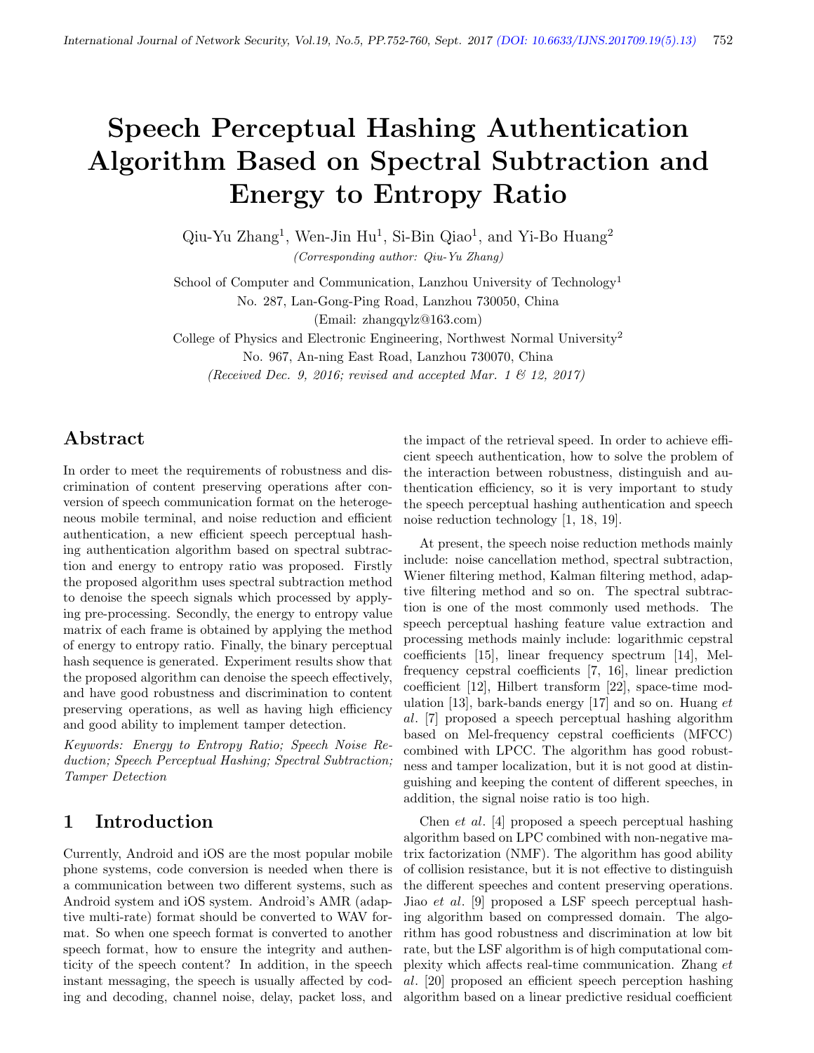# Speech Perceptual Hashing Authentication Algorithm Based on Spectral Subtraction and Energy to Entropy Ratio

Qiu-Yu Zhang[1], Wen-Jin Hu[1], Si-Bin Qiao[1], and Yi-Bo Huang[2]

*(Corresponding author: Qiu-Yu Zhang)*

School of Computer and Communication, Lanzhou University of Technology[1]
No. 287, Lan-Gong-Ping Road, Lanzhou 730050, China
(Email: zhangqylz@163.com)
College of Physics and Electronic Engineering, Northwest Normal University[2]
No. 967, An-ning East Road, Lanzhou 730070, China

*(Received Dec. 9, 2016; revised and accepted Mar. 1 & 12, 2017)*

## Abstract

In order to meet the requirements of robustness and discrimination of content preserving operations after conversion of speech communication format on the heterogeneous mobile terminal, and noise reduction and efficient authentication, a new efficient speech perceptual hashing authentication algorithm based on spectral subtraction and energy to entropy ratio was proposed. Firstly the proposed algorithm uses spectral subtraction method to denoise the speech signals which processed by applying pre-processing. Secondly, the energy to entropy value matrix of each frame is obtained by applying the method of energy to entropy ratio. Finally, the binary perceptual hash sequence is generated. Experiment results show that the proposed algorithm can denoise the speech effectively, and have good robustness and discrimination to content preserving operations, as well as having high efficiency and good ability to implement tamper detection.

*Keywords: Energy to Entropy Ratio; Speech Noise Reduction; Speech Perceptual Hashing; Spectral Subtraction; Tamper Detection*

## 1 Introduction

Currently, Android and iOS are the most popular mobile phone systems, code conversion is needed when there is a communication between two different systems, such as Android system and iOS system. Android's AMR (adaptive multi-rate) format should be converted to WAV format. So when one speech format is converted to another speech format, how to ensure the integrity and authenticity of the speech content? In addition, in the speech instant messaging, the speech is usually affected by coding and decoding, channel noise, delay, packet loss, and the impact of the retrieval speed. In order to achieve efficient speech authentication, how to solve the problem of the interaction between robustness, distinguish and authentication efficiency, so it is very important to study the speech perceptual hashing authentication and speech noise reduction technology [1, 18, 19].

At present, the speech noise reduction methods mainly include: noise cancellation method, spectral subtraction, Wiener filtering method, Kalman filtering method, adaptive filtering method and so on. The spectral subtraction is one of the most commonly used methods. The speech perceptual hashing feature value extraction and processing methods mainly include: logarithmic cepstral coefficients [15], linear frequency spectrum [14], Mel-frequency cepstral coefficients [7, 16], linear prediction coefficient [12], Hilbert transform [22], space-time modulation [13], bark-bands energy [17] and so on. Huang *et al.* [7] proposed a speech perceptual hashing algorithm based on Mel-frequency cepstral coefficients (MFCC) combined with LPCC. The algorithm has good robustness and tamper localization, but it is not good at distinguishing and keeping the content of different speeches, in addition, the signal noise ratio is too high.

Chen *et al.* [4] proposed a speech perceptual hashing algorithm based on LPC combined with non-negative matrix factorization (NMF). The algorithm has good ability of collision resistance, but it is not effective to distinguish the different speeches and content preserving operations. Jiao *et al.* [9] proposed a LSF speech perceptual hashing algorithm based on compressed domain. The algorithm has good robustness and discrimination at low bit rate, but the LSF algorithm is of high computational complexity which affects real-time communication. Zhang *et al.* [20] proposed an efficient speech perception hashing algorithm based on a linear predictive residual coefficient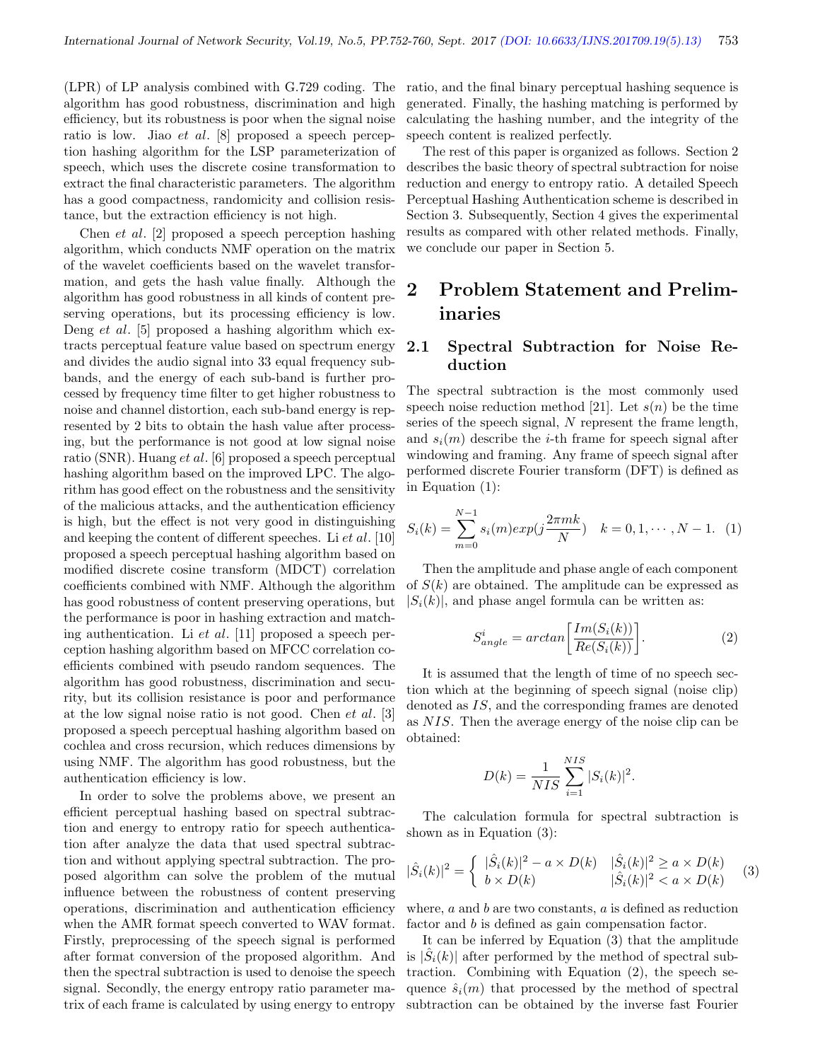(LPR) of LP analysis combined with G.729 coding. The algorithm has good robustness, discrimination and high efficiency, but its robustness is poor when the signal noise ratio is low. Jiao *et al*. [8] proposed a speech perception hashing algorithm for the LSP parameterization of speech, which uses the discrete cosine transformation to extract the final characteristic parameters. The algorithm has a good compactness, randomicity and collision resistance, but the extraction efficiency is not high.

Chen *et al*. [2] proposed a speech perception hashing algorithm, which conducts NMF operation on the matrix of the wavelet coefficients based on the wavelet transformation, and gets the hash value finally. Although the algorithm has good robustness in all kinds of content preserving operations, but its processing efficiency is low. Deng *et al*. [5] proposed a hashing algorithm which extracts perceptual feature value based on spectrum energy and divides the audio signal into 33 equal frequency subbands, and the energy of each sub-band is further processed by frequency time filter to get higher robustness to noise and channel distortion, each sub-band energy is represented by 2 bits to obtain the hash value after processing, but the performance is not good at low signal noise ratio (SNR). Huang *et al*. [6] proposed a speech perceptual hashing algorithm based on the improved LPC. The algorithm has good effect on the robustness and the sensitivity of the malicious attacks, and the authentication efficiency is high, but the effect is not very good in distinguishing and keeping the content of different speeches. Li *et al*. [10] proposed a speech perceptual hashing algorithm based on modified discrete cosine transform (MDCT) correlation coefficients combined with NMF. Although the algorithm has good robustness of content preserving operations, but the performance is poor in hashing extraction and matching authentication. Li *et al*. [11] proposed a speech perception hashing algorithm based on MFCC correlation coefficients combined with pseudo random sequences. The algorithm has good robustness, discrimination and security, but its collision resistance is poor and performance at the low signal noise ratio is not good. Chen *et al*. [3] proposed a speech perceptual hashing algorithm based on cochlea and cross recursion, which reduces dimensions by using NMF. The algorithm has good robustness, but the authentication efficiency is low.

In order to solve the problems above, we present an efficient perceptual hashing based on spectral subtraction and energy to entropy ratio for speech authentication after analyze the data that used spectral subtraction and without applying spectral subtraction. The proposed algorithm can solve the problem of the mutual influence between the robustness of content preserving operations, discrimination and authentication efficiency when the AMR format speech converted to WAV format. Firstly, preprocessing of the speech signal is performed after format conversion of the proposed algorithm. And then the spectral subtraction is used to denoise the speech signal. Secondly, the energy entropy ratio parameter matrix of each frame is calculated by using energy to entropy ratio, and the final binary perceptual hashing sequence is generated. Finally, the hashing matching is performed by calculating the hashing number, and the integrity of the speech content is realized perfectly.

The rest of this paper is organized as follows. Section 2 describes the basic theory of spectral subtraction for noise reduction and energy to entropy ratio. A detailed Speech Perceptual Hashing Authentication scheme is described in Section 3. Subsequently, Section 4 gives the experimental results as compared with other related methods. Finally, we conclude our paper in Section 5.

# 2 Problem Statement and Preliminaries

## 2.1 Spectral Subtraction for Noise Reduction

The spectral subtraction is the most commonly used speech noise reduction method [21]. Let $s(n)$ be the time series of the speech signal, $N$ represent the frame length, and $s_i(m)$ describe the $i$-th frame for speech signal after windowing and framing. Any frame of speech signal after performed discrete Fourier transform (DFT) is defined as in Equation (1):

$$S_i(k) = \sum_{m=0}^{N-1} s_i(m) exp(j\frac{2\pi mk}{N}) \quad k = 0, 1, \cdots, N-1. \quad (1)$$

Then the amplitude and phase angle of each component of $S(k)$ are obtained. The amplitude can be expressed as $|S_i(k)|$, and phase angel formula can be written as:

$$S^i_{angle} = arctan\left[\frac{Im(S_i(k))}{Re(S_i(k))}\right]. \quad (2)$$

It is assumed that the length of time of no speech section which at the beginning of speech signal (noise clip) denoted as $IS$, and the corresponding frames are denoted as $NIS$. Then the average energy of the noise clip can be obtained:

$$D(k) = \frac{1}{NIS}\sum_{i=1}^{NIS}|S_i(k)|^2.$$

The calculation formula for spectral subtraction is shown as in Equation (3):

$$|\hat{S}_i(k)|^2 = \begin{cases} |\hat{S}_i(k)|^2 - a \times D(k) & |\hat{S}_i(k)|^2 \geq a \times D(k) \\ b \times D(k) & |\hat{S}_i(k)|^2 < a \times D(k) \end{cases} \quad (3)$$

where, $a$ and $b$ are two constants, $a$ is defined as reduction factor and $b$ is defined as gain compensation factor.

It can be inferred by Equation (3) that the amplitude is $|\hat{S}_i(k)|$ after performed by the method of spectral subtraction. Combining with Equation (2), the speech sequence $\hat{s}_i(m)$ that processed by the method of spectral subtraction can be obtained by the inverse fast Fourier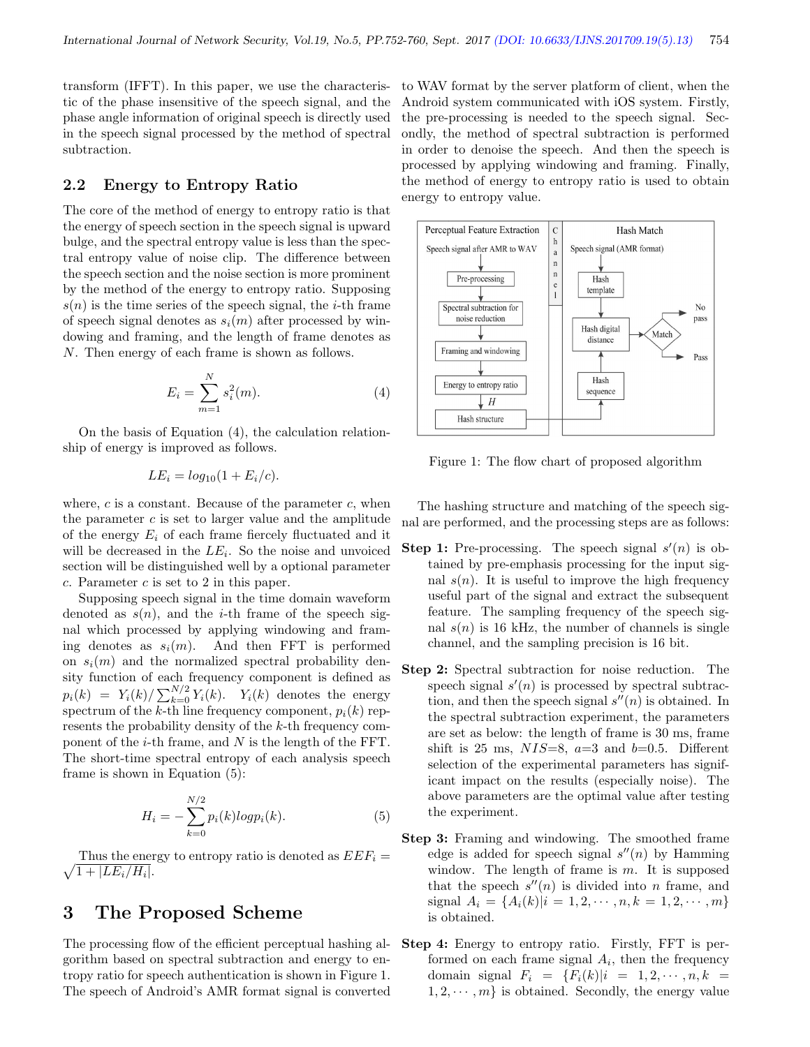transform (IFFT). In this paper, we use the characteristic of the phase insensitive of the speech signal, and the phase angle information of original speech is directly used in the speech signal processed by the method of spectral subtraction.

## 2.2 Energy to Entropy Ratio

The core of the method of energy to entropy ratio is that the energy of speech section in the speech signal is upward bulge, and the spectral entropy value is less than the spectral entropy value of noise clip. The difference between the speech section and the noise section is more prominent by the method of the energy to entropy ratio. Supposing $s(n)$ is the time series of the speech signal, the $i$-th frame of speech signal denotes as $s_i(m)$ after processed by windowing and framing, and the length of frame denotes as $N$. Then energy of each frame is shown as follows.

$$E_i = \sum_{m=1}^{N} s_i^2(m). \tag{4}$$

On the basis of Equation (4), the calculation relationship of energy is improved as follows.

$$LE_i = log_{10}(1 + E_i/c).$$

where, $c$ is a constant. Because of the parameter $c$, when the parameter $c$ is set to larger value and the amplitude of the energy $E_i$ of each frame fiercely fluctuated and it will be decreased in the $LE_i$. So the noise and unvoiced section will be distinguished well by a optional parameter $c$. Parameter $c$ is set to 2 in this paper.

Supposing speech signal in the time domain waveform denoted as $s(n)$, and the $i$-th frame of the speech signal which processed by applying windowing and framing denotes as $s_i(m)$. And then FFT is performed on $s_i(m)$ and the normalized spectral probability density function of each frequency component is defined as $p_i(k) = Y_i(k)/\sum_{k=0}^{N/2} Y_i(k)$. $Y_i(k)$ denotes the energy spectrum of the $k$-th line frequency component, $p_i(k)$ represents the probability density of the $k$-th frequency component of the $i$-th frame, and $N$ is the length of the FFT. The short-time spectral entropy of each analysis speech frame is shown in Equation (5):

$$H_i = -\sum_{k=0}^{N/2} p_i(k) log p_i(k). \tag{5}$$

Thus the energy to entropy ratio is denoted as $EEF_i = \sqrt{1 + |LE_i/H_i|}$.

# 3 The Proposed Scheme

The processing flow of the efficient perceptual hashing algorithm based on spectral subtraction and energy to entropy ratio for speech authentication is shown in Figure 1. The speech of Android's AMR format signal is converted to WAV format by the server platform of client, when the Android system communicated with iOS system. Firstly, the pre-processing is needed to the speech signal. Secondly, the method of spectral subtraction is performed in order to denoise the speech. And then the speech is processed by applying windowing and framing. Finally, the method of energy to entropy ratio is used to obtain energy to entropy value.

Figure 1: The flow chart of proposed algorithm

The hashing structure and matching of the speech signal are performed, and the processing steps are as follows:

**Step 1:** Pre-processing. The speech signal $s'(n)$ is obtained by pre-emphasis processing for the input signal $s(n)$. It is useful to improve the high frequency useful part of the signal and extract the subsequent feature. The sampling frequency of the speech signal $s(n)$ is 16 kHz, the number of channels is single channel, and the sampling precision is 16 bit.

**Step 2:** Spectral subtraction for noise reduction. The speech signal $s'(n)$ is processed by spectral subtraction, and then the speech signal $s''(n)$ is obtained. In the spectral subtraction experiment, the parameters are set as below: the length of frame is 30 ms, frame shift is 25 ms, $NIS$=8, $a$=3 and $b$=0.5. Different selection of the experimental parameters has significant impact on the results (especially noise). The above parameters are the optimal value after testing the experiment.

**Step 3:** Framing and windowing. The smoothed frame edge is added for speech signal $s''(n)$ by Hamming window. The length of frame is $m$. It is supposed that the speech $s''(n)$ is divided into $n$ frame, and signal $A_i = \{A_i(k)|i = 1, 2, \cdots, n, k = 1, 2, \cdots, m\}$ is obtained.

**Step 4:** Energy to entropy ratio. Firstly, FFT is performed on each frame signal $A_i$, then the frequency domain signal $F_i = \{F_i(k)|i = 1, 2, \cdots, n, k = 1, 2, \cdots, m\}$ is obtained. Secondly, the energy value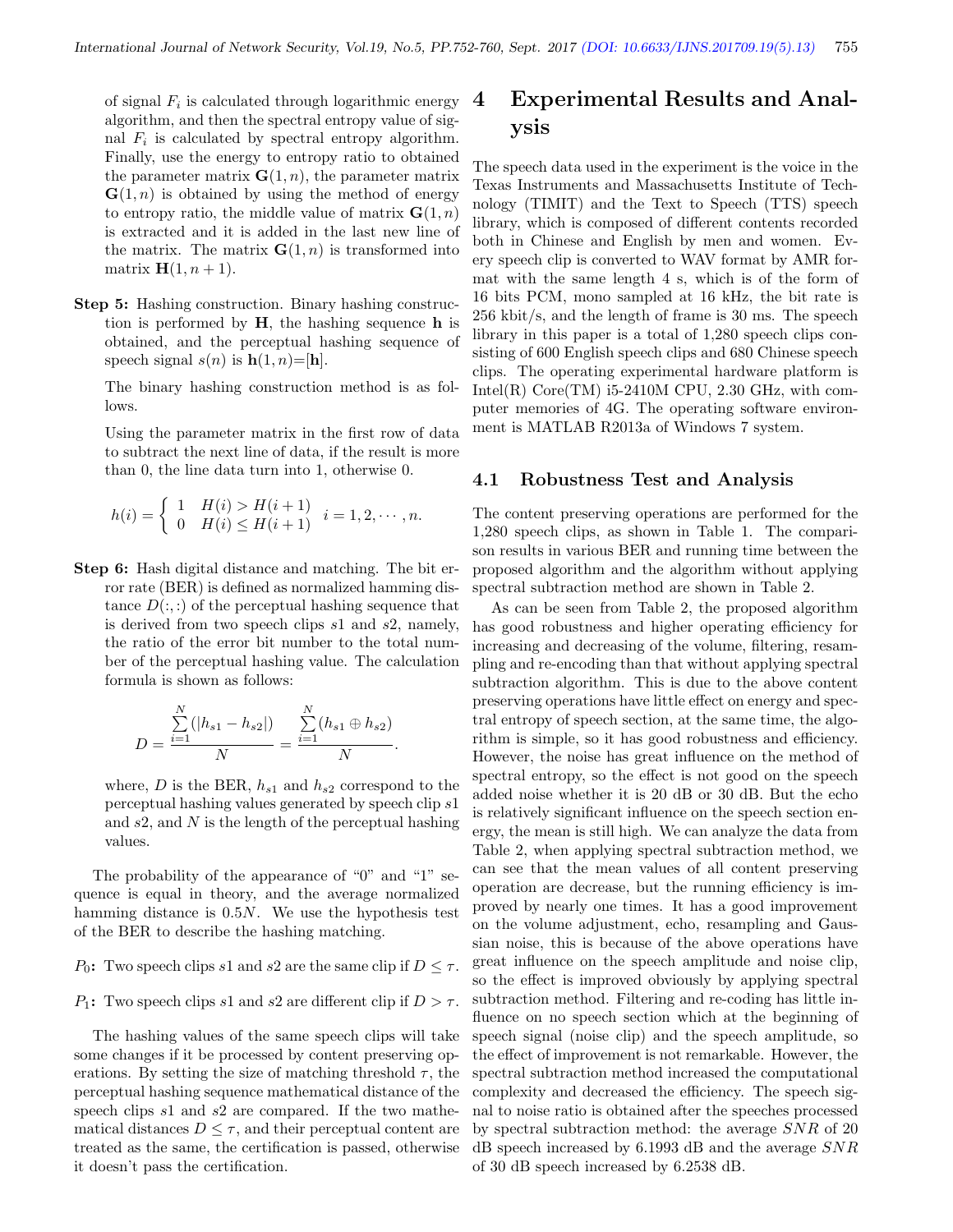of signal $F_i$ is calculated through logarithmic energy algorithm, and then the spectral entropy value of signal $F_i$ is calculated by spectral entropy algorithm. Finally, use the energy to entropy ratio to obtained the parameter matrix $\mathbf{G}(1, n)$, the parameter matrix $\mathbf{G}(1, n)$ is obtained by using the method of energy to entropy ratio, the middle value of matrix $\mathbf{G}(1, n)$ is extracted and it is added in the last new line of the matrix. The matrix $\mathbf{G}(1, n)$ is transformed into matrix $\mathbf{H}(1, n + 1)$.

**Step 5:** Hashing construction. Binary hashing construction is performed by $\mathbf{H}$, the hashing sequence $\mathbf{h}$ is obtained, and the perceptual hashing sequence of speech signal $s(n)$ is $\mathbf{h}(1, n)$=[$\mathbf{h}$].

The binary hashing construction method is as follows.

Using the parameter matrix in the first row of data to subtract the next line of data, if the result is more than 0, the line data turn into 1, otherwise 0.

$$h(i) = \begin{cases} 1 & H(i) > H(i+1) \\ 0 & H(i) \leq H(i+1) \end{cases} \quad i = 1, 2, \cdots, n.$$

**Step 6:** Hash digital distance and matching. The bit error rate (BER) is defined as normalized hamming distance $D(:,:)$ of the perceptual hashing sequence that is derived from two speech clips $s1$ and $s2$, namely, the ratio of the error bit number to the total number of the perceptual hashing value. The calculation formula is shown as follows:

$$D = \frac{\sum_{i=1}^{N}(|h_{s1} - h_{s2}|)}{N} = \frac{\sum_{i=1}^{N}(h_{s1} \oplus h_{s2})}{N}.$$

where, $D$ is the BER, $h_{s1}$ and $h_{s2}$ correspond to the perceptual hashing values generated by speech clip $s1$ and $s2$, and $N$ is the length of the perceptual hashing values.

The probability of the appearance of "0" and "1" sequence is equal in theory, and the average normalized hamming distance is $0.5N$. We use the hypothesis test of the BER to describe the hashing matching.

**$P_0$:** Two speech clips $s1$ and $s2$ are the same clip if $D \leq \tau$.

**$P_1$:** Two speech clips $s1$ and $s2$ are different clip if $D > \tau$.

The hashing values of the same speech clips will take some changes if it be processed by content preserving operations. By setting the size of matching threshold $\tau$, the perceptual hashing sequence mathematical distance of the speech clips $s1$ and $s2$ are compared. If the two mathematical distances $D \leq \tau$, and their perceptual content are treated as the same, the certification is passed, otherwise it doesn't pass the certification.

# 4 Experimental Results and Analysis

The speech data used in the experiment is the voice in the Texas Instruments and Massachusetts Institute of Technology (TIMIT) and the Text to Speech (TTS) speech library, which is composed of different contents recorded both in Chinese and English by men and women. Every speech clip is converted to WAV format by AMR format with the same length 4 s, which is of the form of 16 bits PCM, mono sampled at 16 kHz, the bit rate is 256 kbit/s, and the length of frame is 30 ms. The speech library in this paper is a total of 1,280 speech clips consisting of 600 English speech clips and 680 Chinese speech clips. The operating experimental hardware platform is Intel(R) Core(TM) i5-2410M CPU, 2.30 GHz, with computer memories of 4G. The operating software environment is MATLAB R2013a of Windows 7 system.

## 4.1 Robustness Test and Analysis

The content preserving operations are performed for the 1,280 speech clips, as shown in Table 1. The comparison results in various BER and running time between the proposed algorithm and the algorithm without applying spectral subtraction method are shown in Table 2.

As can be seen from Table 2, the proposed algorithm has good robustness and higher operating efficiency for increasing and decreasing of the volume, filtering, resampling and re-encoding than that without applying spectral subtraction algorithm. This is due to the above content preserving operations have little effect on energy and spectral entropy of speech section, at the same time, the algorithm is simple, so it has good robustness and efficiency. However, the noise has great influence on the method of spectral entropy, so the effect is not good on the speech added noise whether it is 20 dB or 30 dB. But the echo is relatively significant influence on the speech section energy, the mean is still high. We can analyze the data from Table 2, when applying spectral subtraction method, we can see that the mean values of all content preserving operation are decrease, but the running efficiency is improved by nearly one times. It has a good improvement on the volume adjustment, echo, resampling and Gaussian noise, this is because of the above operations have great influence on the speech amplitude and noise clip, so the effect is improved obviously by applying spectral subtraction method. Filtering and re-coding has little influence on no speech section which at the beginning of speech signal (noise clip) and the speech amplitude, so the effect of improvement is not remarkable. However, the spectral subtraction method increased the computational complexity and decreased the efficiency. The speech signal to noise ratio is obtained after the speeches processed by spectral subtraction method: the average $SNR$ of 20 dB speech increased by 6.1993 dB and the average $SNR$ of 30 dB speech increased by 6.2538 dB.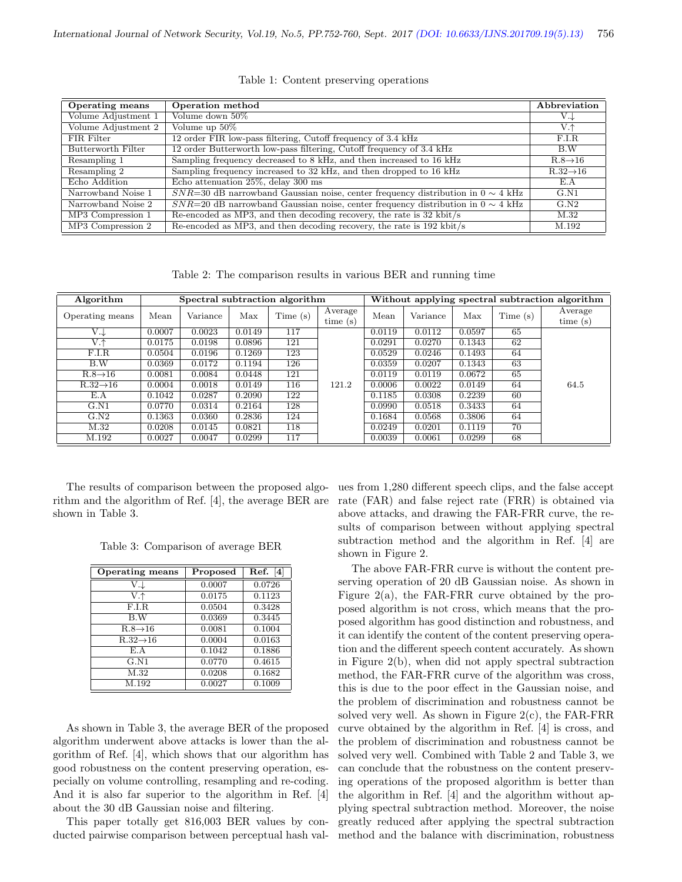Table 1: Content preserving operations

| Operating means | Operation method | Abbreviation |
|---|---|---|
| Volume Adjustment 1 | Volume down 50% | V.↓ |
| Volume Adjustment 2 | Volume up 50% | V.↑ |
| FIR Filter | 12 order FIR low-pass filtering, Cutoff frequency of 3.4 kHz | F.I.R |
| Butterworth Filter | 12 order Butterworth low-pass filtering, Cutoff frequency of 3.4 kHz | B.W |
| Resampling 1 | Sampling frequency decreased to 8 kHz, and then increased to 16 kHz | R.8→16 |
| Resampling 2 | Sampling frequency increased to 32 kHz, and then dropped to 16 kHz | R.32→16 |
| Echo Addition | Echo attenuation 25%, delay 300 ms | E.A |
| Narrowband Noise 1 | $SNR$=30 dB narrowband Gaussian noise, center frequency distribution in 0 ∼ 4 kHz | G.N1 |
| Narrowband Noise 2 | $SNR$=20 dB narrowband Gaussian noise, center frequency distribution in 0 ∼ 4 kHz | G.N2 |
| MP3 Compression 1 | Re-encoded as MP3, and then decoding recovery, the rate is 32 kbit/s | M.32 |
| MP3 Compression 2 | Re-encoded as MP3, and then decoding recovery, the rate is 192 kbit/s | M.192 |

Table 2: The comparison results in various BER and running time

| Algorithm | Spectral subtraction algorithm | | | | | Without applying spectral subtraction algorithm | | | | |
|---|---|---|---|---|---|---|---|---|---|---|
| Operating means | Mean | Variance | Max | Time (s) | Average time (s) | Mean | Variance | Max | Time (s) | Average time (s) |
| V.↓ | 0.0007 | 0.0023 | 0.0149 | 117 | 121.2 | 0.0119 | 0.0112 | 0.0597 | 65 | 64.5 |
| V.↑ | 0.0175 | 0.0198 | 0.0896 | 121 | | 0.0291 | 0.0270 | 0.1343 | 62 | |
| F.I.R | 0.0504 | 0.0196 | 0.1269 | 123 | | 0.0529 | 0.0246 | 0.1493 | 64 | |
| B.W | 0.0369 | 0.0172 | 0.1194 | 126 | | 0.0359 | 0.0207 | 0.1343 | 63 | |
| R.8→16 | 0.0081 | 0.0084 | 0.0448 | 121 | | 0.0119 | 0.0119 | 0.0672 | 65 | |
| R.32→16 | 0.0004 | 0.0018 | 0.0149 | 116 | | 0.0006 | 0.0022 | 0.0149 | 64 | |
| E.A | 0.1042 | 0.0287 | 0.2090 | 122 | | 0.1185 | 0.0308 | 0.2239 | 60 | |
| G.N1 | 0.0770 | 0.0314 | 0.2164 | 128 | | 0.0990 | 0.0518 | 0.3433 | 64 | |
| G.N2 | 0.1363 | 0.0360 | 0.2836 | 124 | | 0.1684 | 0.0568 | 0.3806 | 64 | |
| M.32 | 0.0208 | 0.0145 | 0.0821 | 118 | | 0.0249 | 0.0201 | 0.1119 | 70 | |
| M.192 | 0.0027 | 0.0047 | 0.0299 | 117 | | 0.0039 | 0.0061 | 0.0299 | 68 | |

The results of comparison between the proposed algorithm and the algorithm of Ref. [4], the average BER are shown in Table 3.

Table 3: Comparison of average BER

| Operating means | Proposed | Ref. [4] |
|---|---|---|
| V.↓ | 0.0007 | 0.0726 |
| V.↑ | 0.0175 | 0.1123 |
| F.I.R | 0.0504 | 0.3428 |
| B.W | 0.0369 | 0.3445 |
| R.8→16 | 0.0081 | 0.1004 |
| R.32→16 | 0.0004 | 0.0163 |
| E.A | 0.1042 | 0.1886 |
| G.N1 | 0.0770 | 0.4615 |
| M.32 | 0.0208 | 0.1682 |
| M.192 | 0.0027 | 0.1009 |

As shown in Table 3, the average BER of the proposed algorithm underwent above attacks is lower than the algorithm of Ref. [4], which shows that our algorithm has good robustness on the content preserving operation, especially on volume controlling, resampling and re-coding. And it is also far superior to the algorithm in Ref. [4] about the 30 dB Gaussian noise and filtering.

This paper totally get 816,003 BER values by conducted pairwise comparison between perceptual hash values from 1,280 different speech clips, and the false accept rate (FAR) and false reject rate (FRR) is obtained via above attacks, and drawing the FAR-FRR curve, the results of comparison between without applying spectral subtraction method and the algorithm in Ref. [4] are shown in Figure 2.

The above FAR-FRR curve is without the content preserving operation of 20 dB Gaussian noise. As shown in Figure 2(a), the FAR-FRR curve obtained by the proposed algorithm is not cross, which means that the proposed algorithm has good distinction and robustness, and it can identify the content of the content preserving operation and the different speech content accurately. As shown in Figure 2(b), when did not apply spectral subtraction method, the FAR-FRR curve of the algorithm was cross, this is due to the poor effect in the Gaussian noise, and the problem of discrimination and robustness cannot be solved very well. As shown in Figure 2(c), the FAR-FRR curve obtained by the algorithm in Ref. [4] is cross, and the problem of discrimination and robustness cannot be solved very well. Combined with Table 2 and Table 3, we can conclude that the robustness on the content preserving operations of the proposed algorithm is better than the algorithm in Ref. [4] and the algorithm without applying spectral subtraction method. Moreover, the noise greatly reduced after applying the spectral subtraction method and the balance with discrimination, robustness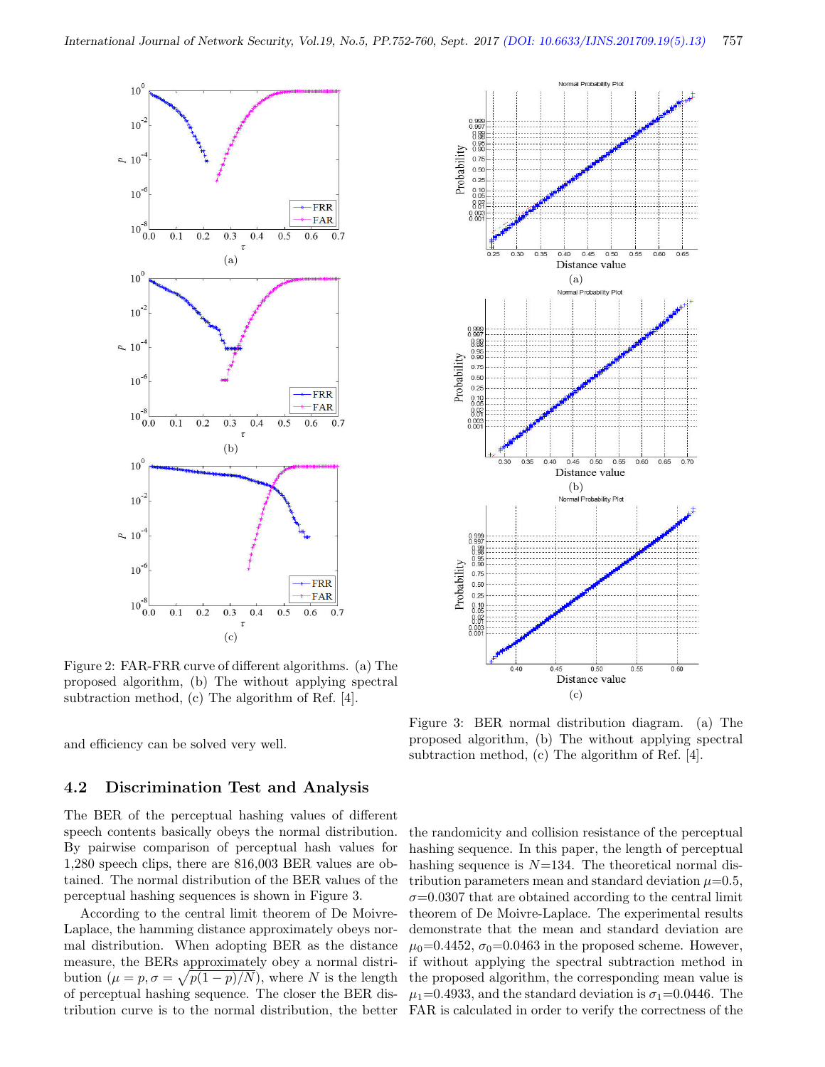Figure 2: FAR-FRR curve of different algorithms. (a) The proposed algorithm, (b) The without applying spectral subtraction method, (c) The algorithm of Ref. [4].

Figure 3: BER normal distribution diagram. (a) The proposed algorithm, (b) The without applying spectral subtraction method, (c) The algorithm of Ref. [4].

and efficiency can be solved very well.

## 4.2 Discrimination Test and Analysis

The BER of the perceptual hashing values of different speech contents basically obeys the normal distribution. By pairwise comparison of perceptual hash values for 1,280 speech clips, there are 816,003 BER values are obtained. The normal distribution of the BER values of the perceptual hashing sequences is shown in Figure 3.

According to the central limit theorem of De Moivre-Laplace, the hamming distance approximately obeys normal distribution. When adopting BER as the distance measure, the BERs approximately obey a normal distribution ($\mu = p, \sigma = \sqrt{p(1-p)/N}$), where $N$ is the length of perceptual hashing sequence. The closer the BER distribution curve is to the normal distribution, the better the randomicity and collision resistance of the perceptual hashing sequence. In this paper, the length of perceptual hashing sequence is $N$=134. The theoretical normal distribution parameters mean and standard deviation $\mu$=0.5, $\sigma$=0.0307 that are obtained according to the central limit theorem of De Moivre-Laplace. The experimental results demonstrate that the mean and standard deviation are $\mu_0$=0.4452, $\sigma_0$=0.0463 in the proposed scheme. However, if without applying the spectral subtraction method in the proposed algorithm, the corresponding mean value is $\mu_1$=0.4933, and the standard deviation is $\sigma_1$=0.0446. The FAR is calculated in order to verify the correctness of the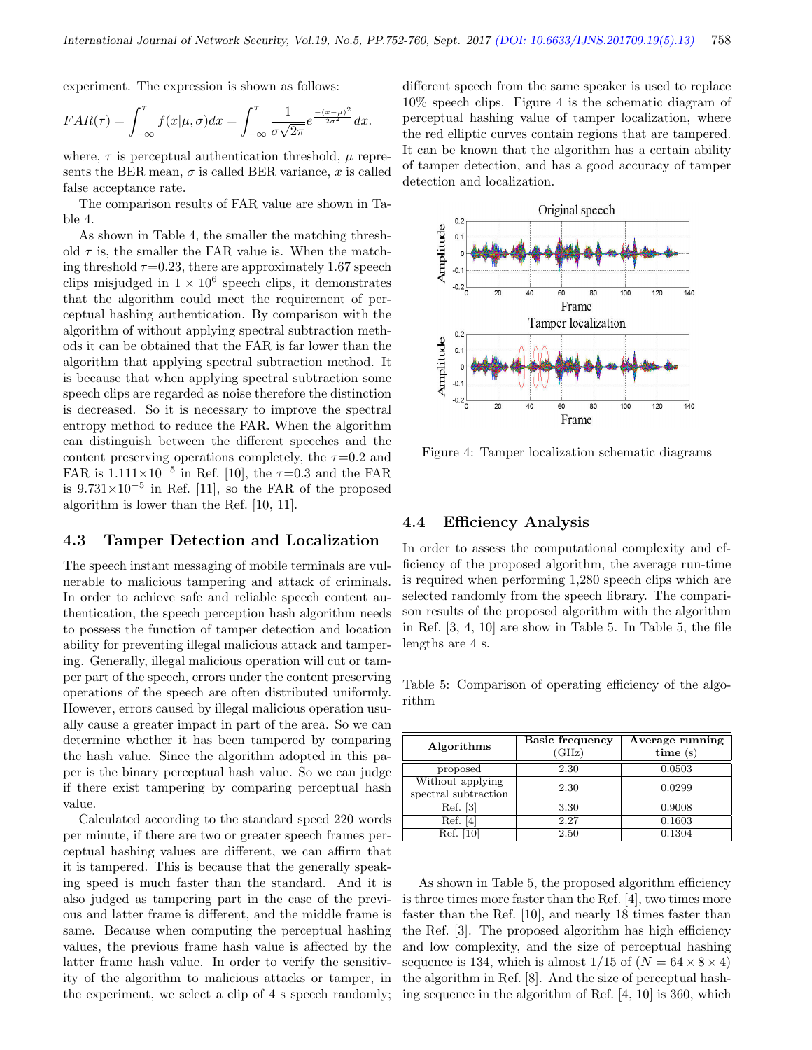experiment. The expression is shown as follows:

$$FAR(\tau) = \int_{-\infty}^{\tau} f(x|\mu,\sigma)dx = \int_{-\infty}^{\tau} \frac{1}{\sigma\sqrt{2\pi}} e^{\frac{-(x-\mu)^2}{2\sigma^2}} dx.$$

where, $\tau$ is perceptual authentication threshold, $\mu$ represents the BER mean, $\sigma$ is called BER variance, $x$ is called false acceptance rate.

The comparison results of FAR value are shown in Table 4.

As shown in Table 4, the smaller the matching threshold $\tau$ is, the smaller the FAR value is. When the matching threshold $\tau$=0.23, there are approximately 1.67 speech clips misjudged in $1 \times 10^6$ speech clips, it demonstrates that the algorithm could meet the requirement of perceptual hashing authentication. By comparison with the algorithm of without applying spectral subtraction methods it can be obtained that the FAR is far lower than the algorithm that applying spectral subtraction method. It is because that when applying spectral subtraction some speech clips are regarded as noise therefore the distinction is decreased. So it is necessary to improve the spectral entropy method to reduce the FAR. When the algorithm can distinguish between the different speeches and the content preserving operations completely, the $\tau$=0.2 and FAR is $1.111\times10^{-5}$ in Ref. [10], the $\tau$=0.3 and the FAR is $9.731\times10^{-5}$ in Ref. [11], so the FAR of the proposed algorithm is lower than the Ref. [10, 11].

## 4.3 Tamper Detection and Localization

The speech instant messaging of mobile terminals are vulnerable to malicious tampering and attack of criminals. In order to achieve safe and reliable speech content authentication, the speech perception hash algorithm needs to possess the function of tamper detection and location ability for preventing illegal malicious attack and tampering. Generally, illegal malicious operation will cut or tamper part of the speech, errors under the content preserving operations of the speech are often distributed uniformly. However, errors caused by illegal malicious operation usually cause a greater impact in part of the area. So we can determine whether it has been tampered by comparing the hash value. Since the algorithm adopted in this paper is the binary perceptual hash value. So we can judge if there exist tampering by comparing perceptual hash value.

Calculated according to the standard speed 220 words per minute, if there are two or greater speech frames perceptual hashing values are different, we can affirm that it is tampered. This is because that the generally speaking speed is much faster than the standard. And it is also judged as tampering part in the case of the previous and latter frame is different, and the middle frame is same. Because when computing the perceptual hashing values, the previous frame hash value is affected by the latter frame hash value. In order to verify the sensitivity of the algorithm to malicious attacks or tamper, in the experiment, we select a clip of 4 s speech randomly; different speech from the same speaker is used to replace 10% speech clips. Figure 4 is the schematic diagram of perceptual hashing value of tamper localization, where the red elliptic curves contain regions that are tampered. It can be known that the algorithm has a certain ability of tamper detection, and has a good accuracy of tamper detection and localization.

Figure 4: Tamper localization schematic diagrams

## 4.4 Efficiency Analysis

In order to assess the computational complexity and efficiency of the proposed algorithm, the average run-time is required when performing 1,280 speech clips which are selected randomly from the speech library. The comparison results of the proposed algorithm with the algorithm in Ref. [3, 4, 10] are show in Table 5. In Table 5, the file lengths are 4 s.

Table 5: Comparison of operating efficiency of the algorithm

| Algorithms | Basic frequency (GHz) | Average running time (s) |
|---|---|---|
| proposed | 2.30 | 0.0503 |
| Without applying spectral subtraction | 2.30 | 0.0299 |
| Ref. [3] | 3.30 | 0.9008 |
| Ref. [4] | 2.27 | 0.1603 |
| Ref. [10] | 2.50 | 0.1304 |

As shown in Table 5, the proposed algorithm efficiency is three times more faster than the Ref. [4], two times more faster than the Ref. [10], and nearly 18 times faster than the Ref. [3]. The proposed algorithm has high efficiency and low complexity, and the size of perceptual hashing sequence is 134, which is almost 1/15 of ($N = 64 \times 8 \times 4$) the algorithm in Ref. [8]. And the size of perceptual hashing sequence in the algorithm of Ref. [4, 10] is 360, which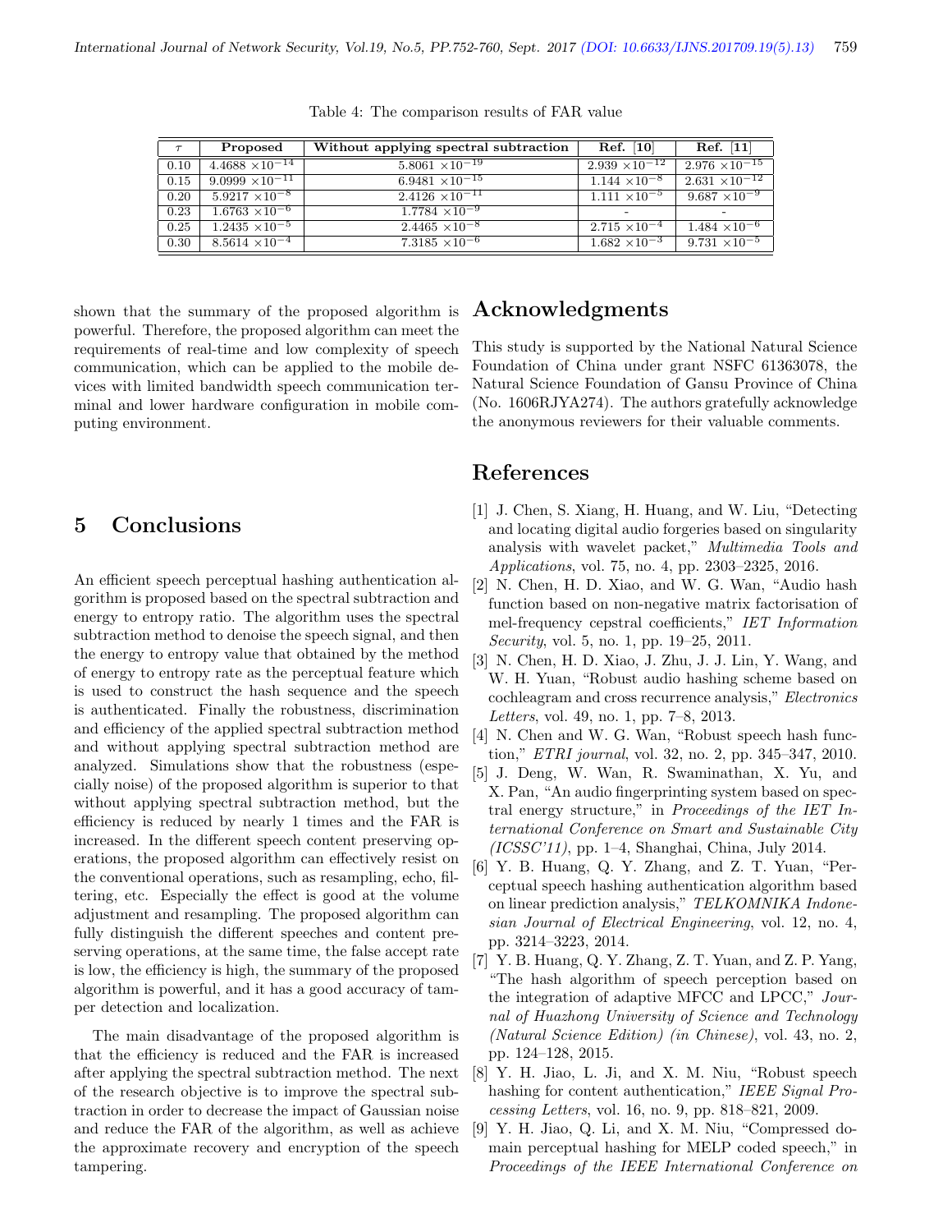Table 4: The comparison results of FAR value

| $\tau$ | Proposed | Without applying spectral subtraction | Ref. [10] | Ref. [11] |
|---|---|---|---|---|
| 0.10 | $4.4688 \times 10^{-14}$ | $5.8061 \times 10^{-19}$ | $2.939 \times 10^{-12}$ | $2.976 \times 10^{-15}$ |
| 0.15 | $9.0999 \times 10^{-11}$ | $6.9481 \times 10^{-15}$ | $1.144 \times 10^{-8}$ | $2.631 \times 10^{-12}$ |
| 0.20 | $5.9217 \times 10^{-8}$ | $2.4126 \times 10^{-11}$ | $1.111 \times 10^{-5}$ | $9.687 \times 10^{-9}$ |
| 0.23 | $1.6763 \times 10^{-6}$ | $1.7784 \times 10^{-9}$ | - | - |
| 0.25 | $1.2435 \times 10^{-5}$ | $2.4465 \times 10^{-8}$ | $2.715 \times 10^{-4}$ | $1.484 \times 10^{-6}$ |
| 0.30 | $8.5614 \times 10^{-4}$ | $7.3185 \times 10^{-6}$ | $1.682 \times 10^{-3}$ | $9.731 \times 10^{-5}$ |

shown that the summary of the proposed algorithm is powerful. Therefore, the proposed algorithm can meet the requirements of real-time and low complexity of speech communication, which can be applied to the mobile devices with limited bandwidth speech communication terminal and lower hardware configuration in mobile computing environment.

## 5 Conclusions

An efficient speech perceptual hashing authentication algorithm is proposed based on the spectral subtraction and energy to entropy ratio. The algorithm uses the spectral subtraction method to denoise the speech signal, and then the energy to entropy value that obtained by the method of energy to entropy rate as the perceptual feature which is used to construct the hash sequence and the speech is authenticated. Finally the robustness, discrimination and efficiency of the applied spectral subtraction method and without applying spectral subtraction method are analyzed. Simulations show that the robustness (especially noise) of the proposed algorithm is superior to that without applying spectral subtraction method, but the efficiency is reduced by nearly 1 times and the FAR is increased. In the different speech content preserving operations, the proposed algorithm can effectively resist on the conventional operations, such as resampling, echo, filtering, etc. Especially the effect is good at the volume adjustment and resampling. The proposed algorithm can fully distinguish the different speeches and content preserving operations, at the same time, the false accept rate is low, the efficiency is high, the summary of the proposed algorithm is powerful, and it has a good accuracy of tamper detection and localization.

The main disadvantage of the proposed algorithm is that the efficiency is reduced and the FAR is increased after applying the spectral subtraction method. The next of the research objective is to improve the spectral subtraction in order to decrease the impact of Gaussian noise and reduce the FAR of the algorithm, as well as achieve the approximate recovery and encryption of the speech tampering.

## Acknowledgments

This study is supported by the National Natural Science Foundation of China under grant NSFC 61363078, the Natural Science Foundation of Gansu Province of China (No. 1606RJYA274). The authors gratefully acknowledge the anonymous reviewers for their valuable comments.

## References

[1] J. Chen, S. Xiang, H. Huang, and W. Liu, "Detecting and locating digital audio forgeries based on singularity analysis with wavelet packet," *Multimedia Tools and Applications*, vol. 75, no. 4, pp. 2303–2325, 2016.

[2] N. Chen, H. D. Xiao, and W. G. Wan, "Audio hash function based on non-negative matrix factorisation of mel-frequency cepstral coefficients," *IET Information Security*, vol. 5, no. 1, pp. 19–25, 2011.

[3] N. Chen, H. D. Xiao, J. Zhu, J. J. Lin, Y. Wang, and W. H. Yuan, "Robust audio hashing scheme based on cochleagram and cross recurrence analysis," *Electronics Letters*, vol. 49, no. 1, pp. 7–8, 2013.

[4] N. Chen and W. G. Wan, "Robust speech hash function," *ETRI journal*, vol. 32, no. 2, pp. 345–347, 2010.

[5] J. Deng, W. Wan, R. Swaminathan, X. Yu, and X. Pan, "An audio fingerprinting system based on spectral energy structure," in *Proceedings of the IET International Conference on Smart and Sustainable City (ICSSC'11)*, pp. 1–4, Shanghai, China, July 2014.

[6] Y. B. Huang, Q. Y. Zhang, and Z. T. Yuan, "Perceptual speech hashing authentication algorithm based on linear prediction analysis," *TELKOMNIKA Indonesian Journal of Electrical Engineering*, vol. 12, no. 4, pp. 3214–3223, 2014.

[7] Y. B. Huang, Q. Y. Zhang, Z. T. Yuan, and Z. P. Yang, "The hash algorithm of speech perception based on the integration of adaptive MFCC and LPCC," *Journal of Huazhong University of Science and Technology (Natural Science Edition) (in Chinese)*, vol. 43, no. 2, pp. 124–128, 2015.

[8] Y. H. Jiao, L. Ji, and X. M. Niu, "Robust speech hashing for content authentication," *IEEE Signal Processing Letters*, vol. 16, no. 9, pp. 818–821, 2009.

[9] Y. H. Jiao, Q. Li, and X. M. Niu, "Compressed domain perceptual hashing for MELP coded speech," in *Proceedings of the IEEE International Conference on*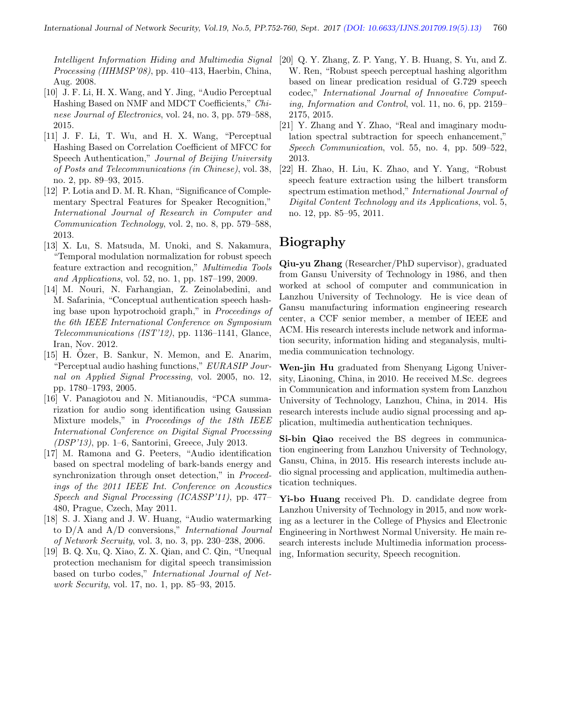Intelligent Information Hiding and Multimedia Signal Processing (IIHMSP'08)*, pp. 410–413, Haerbin, China, Aug. 2008.

[10] J. F. Li, H. X. Wang, and Y. Jing, "Audio Perceptual Hashing Based on NMF and MDCT Coefficients," *Chinese Journal of Electronics*, vol. 24, no. 3, pp. 579–588, 2015.

[11] J. F. Li, T. Wu, and H. X. Wang, "Perceptual Hashing Based on Correlation Coefficient of MFCC for Speech Authentication," *Journal of Beijing University of Posts and Telecommunications (in Chinese)*, vol. 38, no. 2, pp. 89–93, 2015.

[12] P. Lotia and D. M. R. Khan, "Significance of Complementary Spectral Features for Speaker Recognition," *International Journal of Research in Computer and Communication Technology*, vol. 2, no. 8, pp. 579–588, 2013.

[13] X. Lu, S. Matsuda, M. Unoki, and S. Nakamura, "Temporal modulation normalization for robust speech feature extraction and recognition," *Multimedia Tools and Applications*, vol. 52, no. 1, pp. 187–199, 2009.

[14] M. Nouri, N. Farhangian, Z. Zeinolabedini, and M. Safarinia, "Conceptual authentication speech hashing base upon hypotrochoid graph," in *Proceedings of the 6th IEEE International Conference on Symposium Telecommunications (IST'12)*, pp. 1136–1141, Glance, Iran, Nov. 2012.

[15] H. Őzer, B. Sankur, N. Memon, and E. Anarim, "Perceptual audio hashing functions," *EURASIP Journal on Applied Signal Processing*, vol. 2005, no. 12, pp. 1780–1793, 2005.

[16] V. Panagiotou and N. Mitianoudis, "PCA summarization for audio song identification using Gaussian Mixture models," in *Proceedings of the 18th IEEE International Conference on Digital Signal Processing (DSP'13)*, pp. 1–6, Santorini, Greece, July 2013.

[17] M. Ramona and G. Peeters, "Audio identification based on spectral modeling of bark-bands energy and synchronization through onset detection," in *Proceedings of the 2011 IEEE Int. Conference on Acoustics Speech and Signal Processing (ICASSP'11)*, pp. 477–480, Prague, Czech, May 2011.

[18] S. J. Xiang and J. W. Huang, "Audio watermarking to D/A and A/D conversions," *International Journal of Network Secruity*, vol. 3, no. 3, pp. 230–238, 2006.

[19] B. Q. Xu, Q. Xiao, Z. X. Qian, and C. Qin, "Unequal protection mechanism for digital speech transimission based on turbo codes," *International Journal of Network Security*, vol. 17, no. 1, pp. 85–93, 2015.

[20] Q. Y. Zhang, Z. P. Yang, Y. B. Huang, S. Yu, and Z. W. Ren, "Robust speech perceptual hashing algorithm based on linear predication residual of G.729 speech codec," *International Journal of Innovative Computing, Information and Control*, vol. 11, no. 6, pp. 2159–2175, 2015.

[21] Y. Zhang and Y. Zhao, "Real and imaginary modulation spectral subtraction for speech enhancement," *Speech Communication*, vol. 55, no. 4, pp. 509–522, 2013.

[22] H. Zhao, H. Liu, K. Zhao, and Y. Yang, "Robust speech feature extraction using the hilbert transform spectrum estimation method," *International Journal of Digital Content Technology and its Applications*, vol. 5, no. 12, pp. 85–95, 2011.

# Biography

**Qiu-yu Zhang** (Researcher/PhD supervisor), graduated from Gansu University of Technology in 1986, and then worked at school of computer and communication in Lanzhou University of Technology. He is vice dean of Gansu manufacturing information engineering research center, a CCF senior member, a member of IEEE and ACM. His research interests include network and information security, information hiding and steganalysis, multimedia communication technology.

**Wen-jin Hu** graduated from Shenyang Ligong University, Liaoning, China, in 2010. He received M.Sc. degrees in Communication and information system from Lanzhou University of Technology, Lanzhou, China, in 2014. His research interests include audio signal processing and application, multimedia authentication techniques.

**Si-bin Qiao** received the BS degrees in communication engineering from Lanzhou University of Technology, Gansu, China, in 2015. His research interests include audio signal processing and application, multimedia authentication techniques.

**Yi-bo Huang** received Ph. D. candidate degree from Lanzhou University of Technology in 2015, and now working as a lecturer in the College of Physics and Electronic Engineering in Northwest Normal University. He main research interests include Multimedia information processing, Information security, Speech recognition.